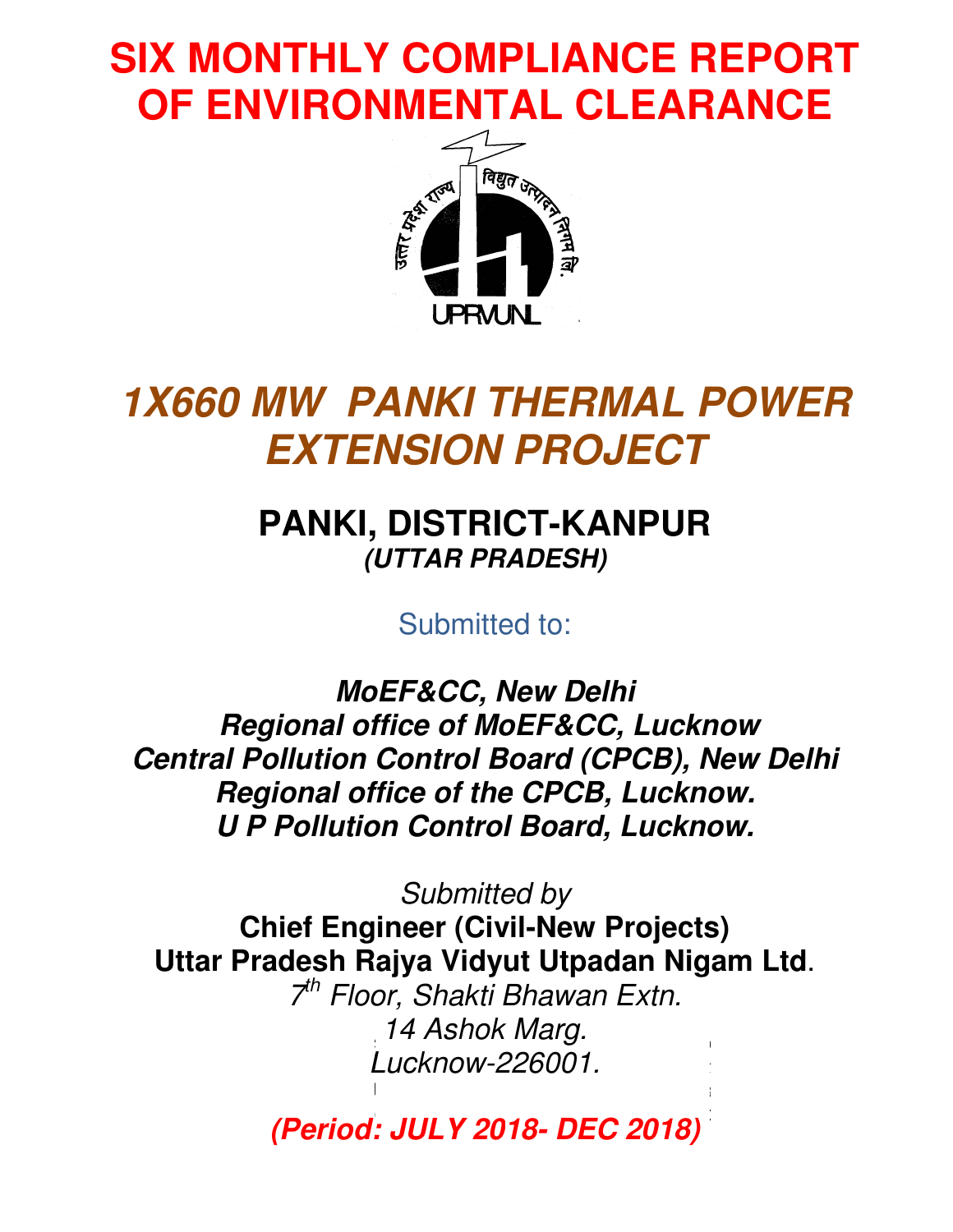# SIX MONTHLY COMPLIANCE REPORT OF ENVIRONMENTAL CLEARANCE

उत्तर प्रदेश राज्य विद्युत उत्पादन निगम लि.

UPRVUNL

## *1X660 MW PANKI THERMAL POWER EXTENSION PROJECT*

### PANKI, DISTRICT-KANPUR
***(UTTAR PRADESH)***

Submitted to:

***MoEF&CC, New Delhi***
***Regional office of MoEF&CC, Lucknow***
***Central Pollution Control Board (CPCB), New Delhi***
***Regional office of the CPCB, Lucknow.***
***U P Pollution Control Board, Lucknow.***

*Submitted by*

**Chief Engineer (Civil-New Projects)**
**Uttar Pradesh Rajya Vidyut Utpadan Nigam Ltd.**
*7th Floor, Shakti Bhawan Extn.*
*14 Ashok Marg.*
*Lucknow-226001.*

***(Period: JULY 2018- DEC 2018)***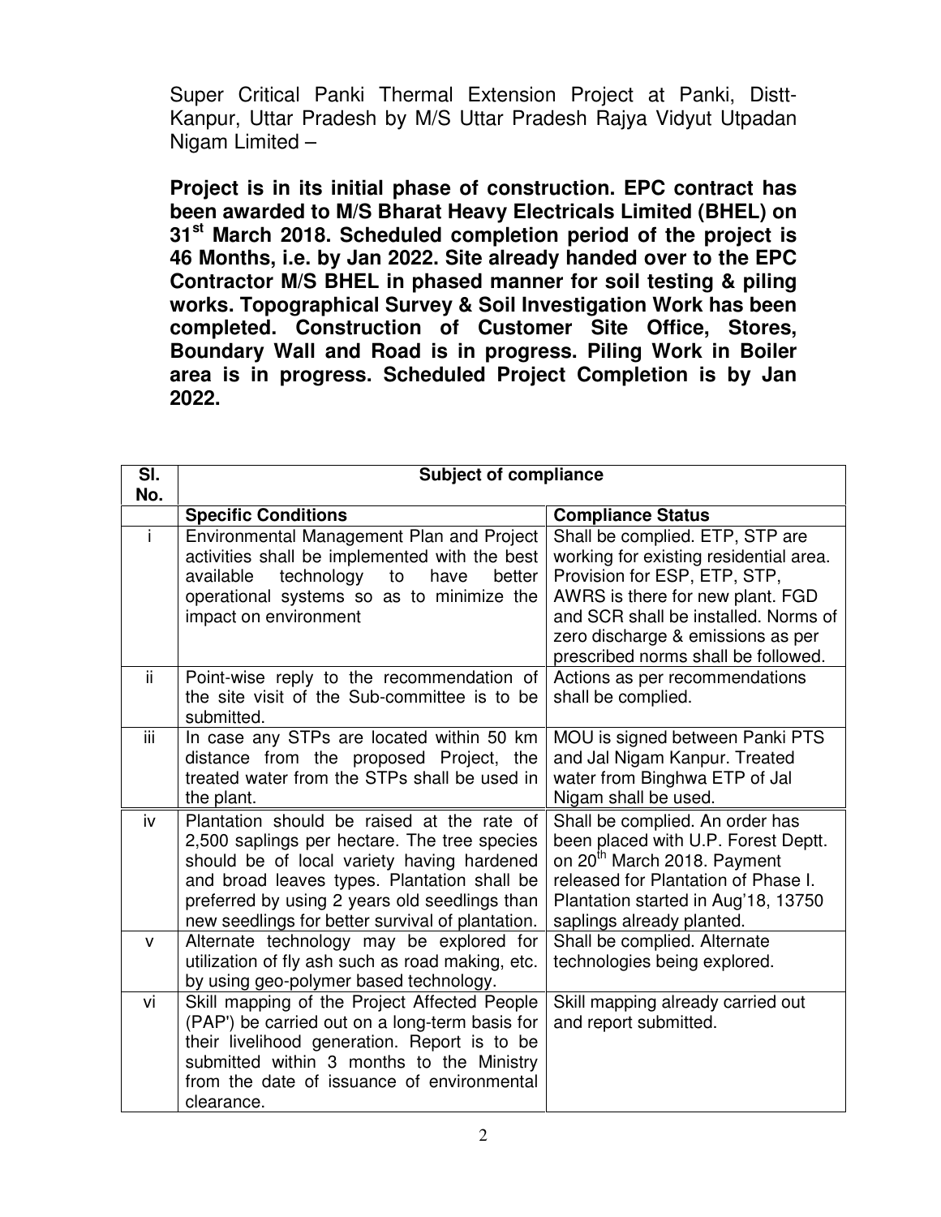Super Critical Panki Thermal Extension Project at Panki, Distt-Kanpur, Uttar Pradesh by M/S Uttar Pradesh Rajya Vidyut Utpadan Nigam Limited –

**Project is in its initial phase of construction. EPC contract has been awarded to M/S Bharat Heavy Electricals Limited (BHEL) on 31st March 2018. Scheduled completion period of the project is 46 Months, i.e. by Jan 2022. Site already handed over to the EPC Contractor M/S BHEL in phased manner for soil testing & piling works. Topographical Survey & Soil Investigation Work has been completed. Construction of Customer Site Office, Stores, Boundary Wall and Road is in progress. Piling Work in Boiler area is in progress. Scheduled Project Completion is by Jan 2022.**

| Sl. No. | Subject of compliance | |
|---|---|---|
| | **Specific Conditions** | **Compliance Status** |
| i | Environmental Management Plan and Project activities shall be implemented with the best available technology to have better operational systems so as to minimize the impact on environment | Shall be complied. ETP, STP are working for existing residential area. Provision for ESP, ETP, STP, AWRS is there for new plant. FGD and SCR shall be installed. Norms of zero discharge & emissions as per prescribed norms shall be followed. |
| ii | Point-wise reply to the recommendation of the site visit of the Sub-committee is to be submitted. | Actions as per recommendations shall be complied. |
| iii | In case any STPs are located within 50 km distance from the proposed Project, the treated water from the STPs shall be used in the plant. | MOU is signed between Panki PTS and Jal Nigam Kanpur. Treated water from Binghwa ETP of Jal Nigam shall be used. |
| iv | Plantation should be raised at the rate of 2,500 saplings per hectare. The tree species should be of local variety having hardened and broad leaves types. Plantation shall be preferred by using 2 years old seedlings than new seedlings for better survival of plantation. | Shall be complied. An order has been placed with U.P. Forest Deptt. on 20th March 2018. Payment released for Plantation of Phase I. Plantation started in Aug'18, 13750 saplings already planted. |
| v | Alternate technology may be explored for utilization of fly ash such as road making, etc. by using geo-polymer based technology. | Shall be complied. Alternate technologies being explored. |
| vi | Skill mapping of the Project Affected People (PAP') be carried out on a long-term basis for their livelihood generation. Report is to be submitted within 3 months to the Ministry from the date of issuance of environmental clearance. | Skill mapping already carried out and report submitted. |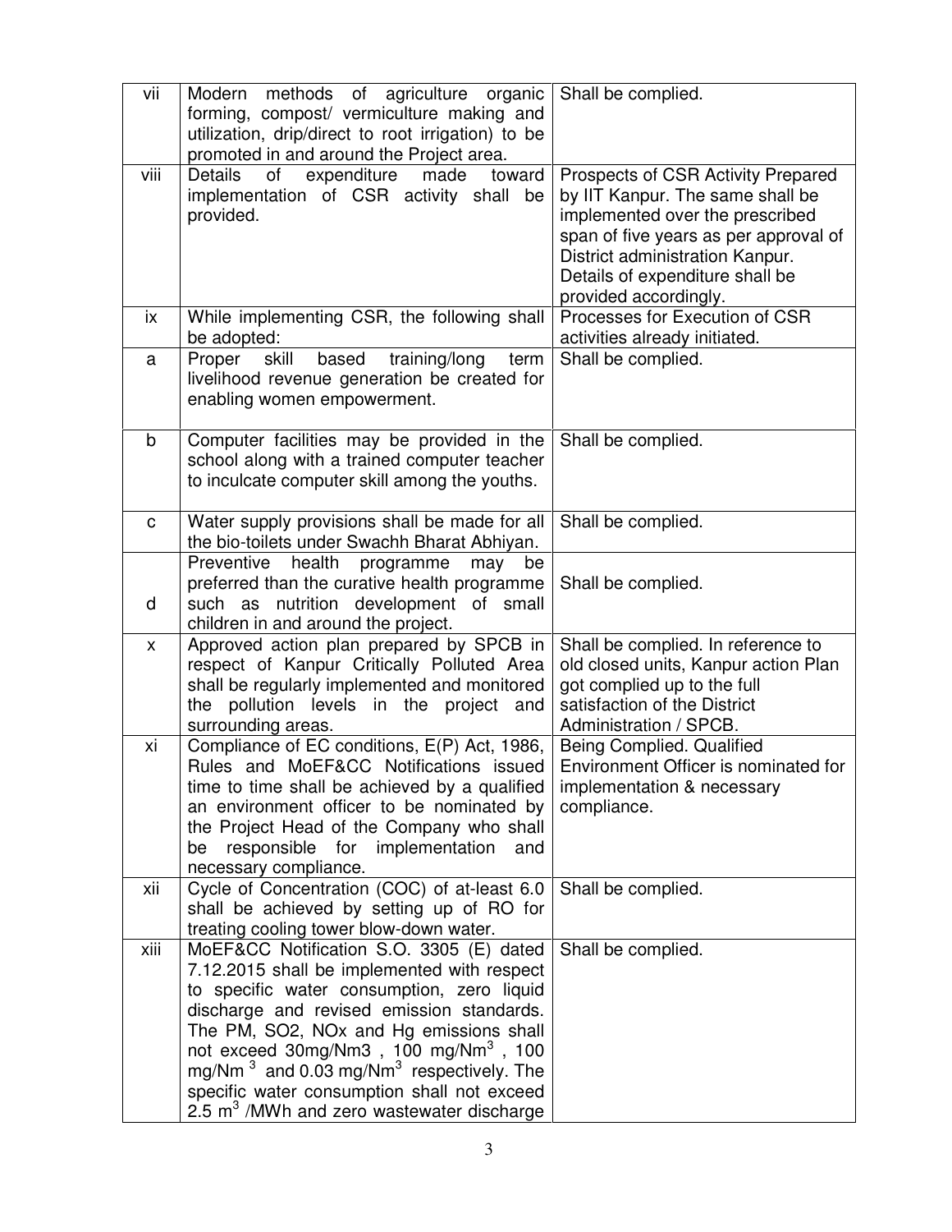| vii | Modern methods of agriculture organic forming, compost/ vermiculture making and utilization, drip/direct to root irrigation) to be promoted in and around the Project area. | Shall be complied. |
|---|---|---|
| viii | Details of expenditure made toward implementation of CSR activity shall be provided. | Prospects of CSR Activity Prepared by IIT Kanpur. The same shall be implemented over the prescribed span of five years as per approval of District administration Kanpur. Details of expenditure shall be provided accordingly. |
| ix | While implementing CSR, the following shall be adopted: | Processes for Execution of CSR activities already initiated. |
| a | Proper skill based training/long term livelihood revenue generation be created for enabling women empowerment. | Shall be complied. |
| b | Computer facilities may be provided in the school along with a trained computer teacher to inculcate computer skill among the youths. | Shall be complied. |
| c | Water supply provisions shall be made for all the bio-toilets under Swachh Bharat Abhiyan. | Shall be complied. |
| d | Preventive health programme may be preferred than the curative health programme such as nutrition development of small children in and around the project. | Shall be complied. |
| x | Approved action plan prepared by SPCB in respect of Kanpur Critically Polluted Area shall be regularly implemented and monitored the pollution levels in the project and surrounding areas. | Shall be complied. In reference to old closed units, Kanpur action Plan got complied up to the full satisfaction of the District Administration / SPCB. |
| xi | Compliance of EC conditions, E(P) Act, 1986, Rules and MoEF&CC Notifications issued time to time shall be achieved by a qualified an environment officer to be nominated by the Project Head of the Company who shall be responsible for implementation and necessary compliance. | Being Complied. Qualified Environment Officer is nominated for implementation & necessary compliance. |
| xii | Cycle of Concentration (COC) of at-least 6.0 shall be achieved by setting up of RO for treating cooling tower blow-down water. | Shall be complied. |
| xiii | MoEF&CC Notification S.O. 3305 (E) dated 7.12.2015 shall be implemented with respect to specific water consumption, zero liquid discharge and revised emission standards. The PM, SO2, NOx and Hg emissions shall not exceed 30mg/Nm3 , 100 mg/$Nm^3$ , 100 mg/$Nm^3$ and 0.03 mg/$Nm^3$ respectively. The specific water consumption shall not exceed 2.5 $m^3$ /MWh and zero wastewater discharge | Shall be complied. |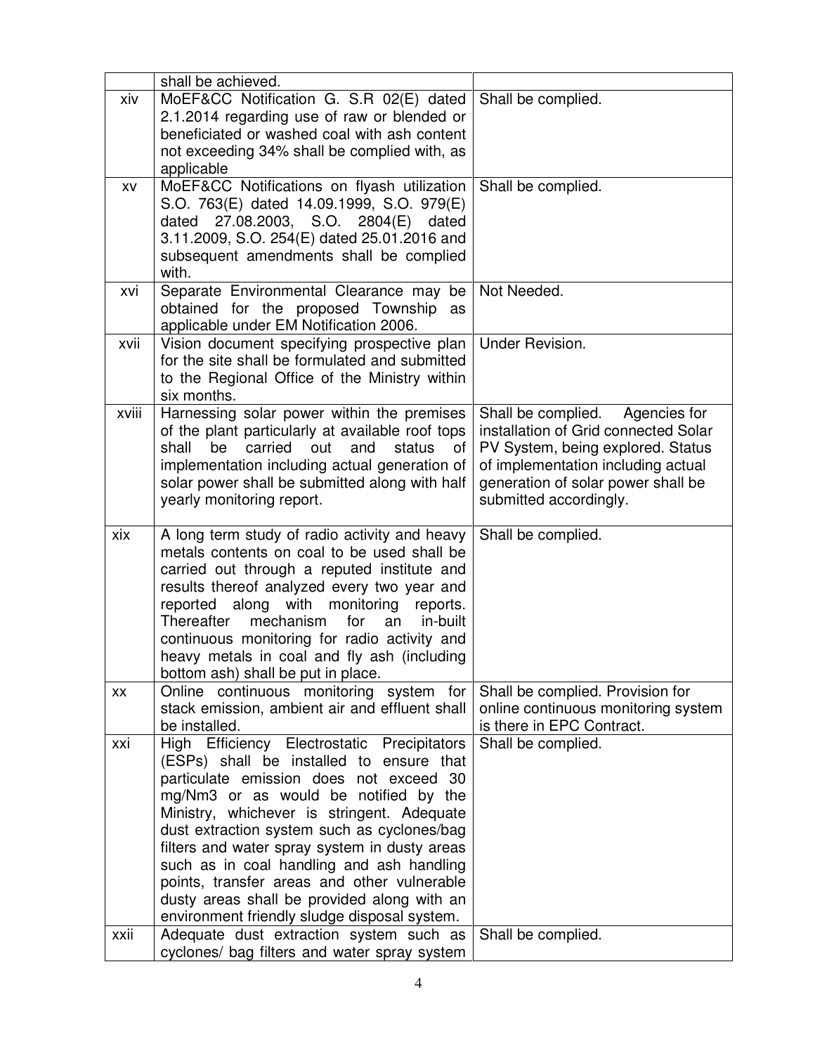|  |  |  |
|---|---|---|
|  | shall be achieved. |  |
| xiv | MoEF&CC Notification G. S.R 02(E) dated 2.1.2014 regarding use of raw or blended or beneficiated or washed coal with ash content not exceeding 34% shall be complied with, as applicable | Shall be complied. |
| xv | MoEF&CC Notifications on flyash utilization S.O. 763(E) dated 14.09.1999, S.O. 979(E) dated 27.08.2003, S.O. 2804(E) dated 3.11.2009, S.O. 254(E) dated 25.01.2016 and subsequent amendments shall be complied with. | Shall be complied. |
| xvi | Separate Environmental Clearance may be obtained for the proposed Township as applicable under EM Notification 2006. | Not Needed. |
| xvii | Vision document specifying prospective plan for the site shall be formulated and submitted to the Regional Office of the Ministry within six months. | Under Revision. |
| xviii | Harnessing solar power within the premises of the plant particularly at available roof tops shall be carried out and status of implementation including actual generation of solar power shall be submitted along with half yearly monitoring report. | Shall be complied. Agencies for installation of Grid connected Solar PV System, being explored. Status of implementation including actual generation of solar power shall be submitted accordingly. |
| xix | A long term study of radio activity and heavy metals contents on coal to be used shall be carried out through a reputed institute and results thereof analyzed every two year and reported along with monitoring reports. Thereafter mechanism for an in-built continuous monitoring for radio activity and heavy metals in coal and fly ash (including bottom ash) shall be put in place. | Shall be complied. |
| xx | Online continuous monitoring system for stack emission, ambient air and effluent shall be installed. | Shall be complied. Provision for online continuous monitoring system is there in EPC Contract. |
| xxi | High Efficiency Electrostatic Precipitators (ESPs) shall be installed to ensure that particulate emission does not exceed 30 mg/Nm3 or as would be notified by the Ministry, whichever is stringent. Adequate dust extraction system such as cyclones/bag filters and water spray system in dusty areas such as in coal handling and ash handling points, transfer areas and other vulnerable dusty areas shall be provided along with an environment friendly sludge disposal system. | Shall be complied. |
| xxii | Adequate dust extraction system such as cyclones/ bag filters and water spray system | Shall be complied. |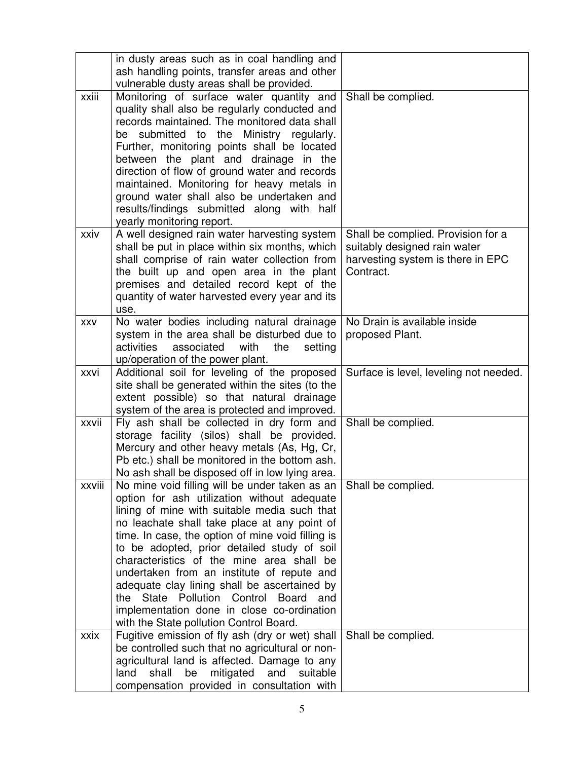| | | |
|---|---|---|
| | in dusty areas such as in coal handling and ash handling points, transfer areas and other vulnerable dusty areas shall be provided. | |
| xxiii | Monitoring of surface water quantity and quality shall also be regularly conducted and records maintained. The monitored data shall be submitted to the Ministry regularly. Further, monitoring points shall be located between the plant and drainage in the direction of flow of ground water and records maintained. Monitoring for heavy metals in ground water shall also be undertaken and results/findings submitted along with half yearly monitoring report. | Shall be complied. |
| xxiv | A well designed rain water harvesting system shall be put in place within six months, which shall comprise of rain water collection from the built up and open area in the plant premises and detailed record kept of the quantity of water harvested every year and its use. | Shall be complied. Provision for a suitably designed rain water harvesting system is there in EPC Contract. |
| xxv | No water bodies including natural drainage system in the area shall be disturbed due to activities associated with the setting up/operation of the power plant. | No Drain is available inside proposed Plant. |
| xxvi | Additional soil for leveling of the proposed site shall be generated within the sites (to the extent possible) so that natural drainage system of the area is protected and improved. | Surface is level, leveling not needed. |
| xxvii | Fly ash shall be collected in dry form and storage facility (silos) shall be provided. Mercury and other heavy metals (As, Hg, Cr, Pb etc.) shall be monitored in the bottom ash. No ash shall be disposed off in low lying area. | Shall be complied. |
| xxviii | No mine void filling will be under taken as an option for ash utilization without adequate lining of mine with suitable media such that no leachate shall take place at any point of time. In case, the option of mine void filling is to be adopted, prior detailed study of soil characteristics of the mine area shall be undertaken from an institute of repute and adequate clay lining shall be ascertained by the State Pollution Control Board and implementation done in close co-ordination with the State pollution Control Board. | Shall be complied. |
| xxix | Fugitive emission of fly ash (dry or wet) shall be controlled such that no agricultural or non-agricultural land is affected. Damage to any land shall be mitigated and suitable compensation provided in consultation with | Shall be complied. |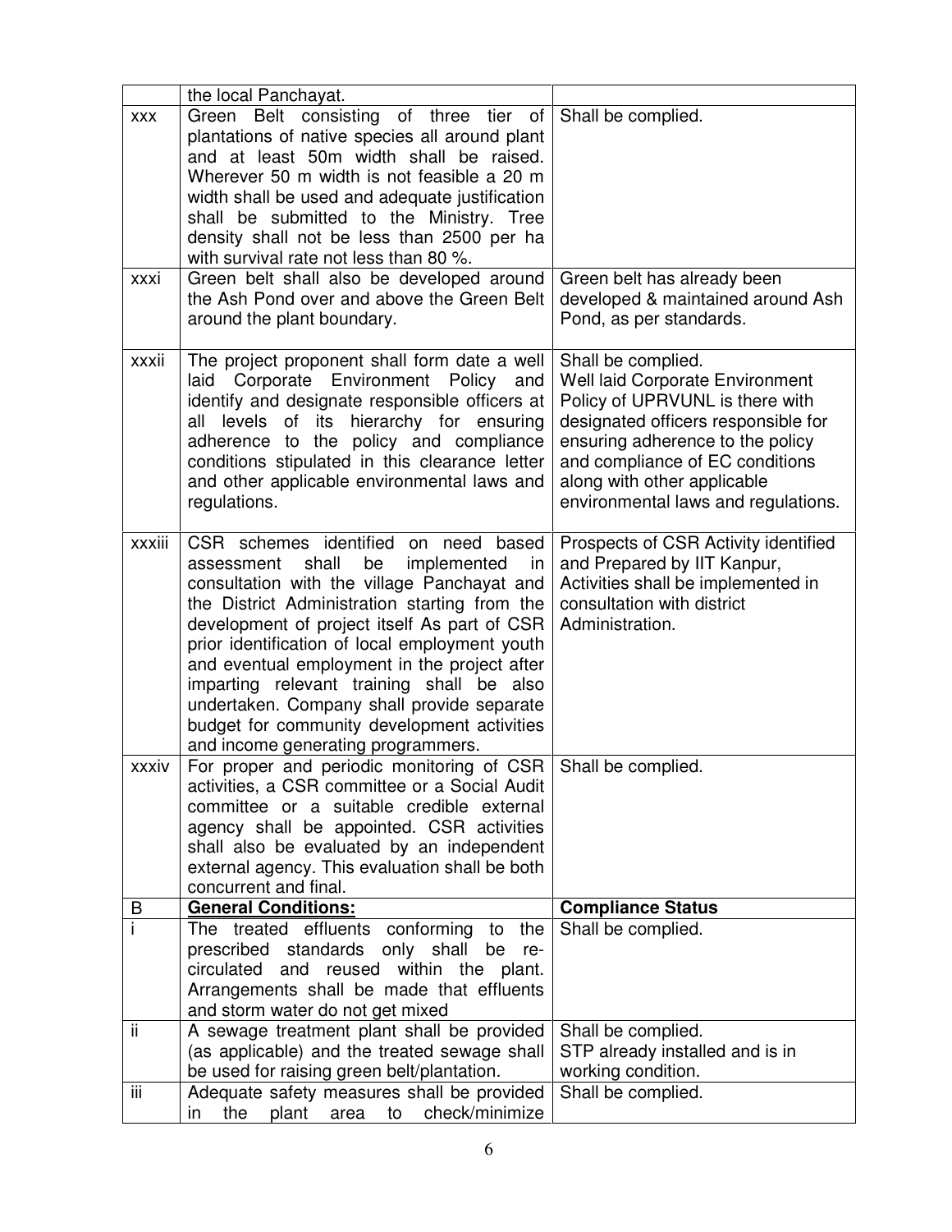| | | |
|---|---|---|
| | the local Panchayat. | |
| xxx | Green Belt consisting of three tier of plantations of native species all around plant and at least 50m width shall be raised. Wherever 50 m width is not feasible a 20 m width shall be used and adequate justification shall be submitted to the Ministry. Tree density shall not be less than 2500 per ha with survival rate not less than 80 %. | Shall be complied. |
| xxxi | Green belt shall also be developed around the Ash Pond over and above the Green Belt around the plant boundary. | Green belt has already been developed & maintained around Ash Pond, as per standards. |
| xxxii | The project proponent shall form date a well laid Corporate Environment Policy and identify and designate responsible officers at all levels of its hierarchy for ensuring adherence to the policy and compliance conditions stipulated in this clearance letter and other applicable environmental laws and regulations. | Shall be complied.<br>Well laid Corporate Environment Policy of UPRVUNL is there with designated officers responsible for ensuring adherence to the policy and compliance of EC conditions along with other applicable environmental laws and regulations. |
| xxxiii | CSR schemes identified on need based assessment shall be implemented in consultation with the village Panchayat and the District Administration starting from the development of project itself As part of CSR prior identification of local employment youth and eventual employment in the project after imparting relevant training shall be also undertaken. Company shall provide separate budget for community development activities and income generating programmers. | Prospects of CSR Activity identified and Prepared by IIT Kanpur, Activities shall be implemented in consultation with district Administration. |
| xxxiv | For proper and periodic monitoring of CSR activities, a CSR committee or a Social Audit committee or a suitable credible external agency shall be appointed. CSR activities shall also be evaluated by an independent external agency. This evaluation shall be both concurrent and final. | Shall be complied. |
| B | **General Conditions:** | **Compliance Status** |
| i | The treated effluents conforming to the prescribed standards only shall be re-circulated and reused within the plant. Arrangements shall be made that effluents and storm water do not get mixed | Shall be complied. |
| ii | A sewage treatment plant shall be provided (as applicable) and the treated sewage shall be used for raising green belt/plantation. | Shall be complied.<br>STP already installed and is in working condition. |
| iii | Adequate safety measures shall be provided in the plant area to check/minimize | Shall be complied. |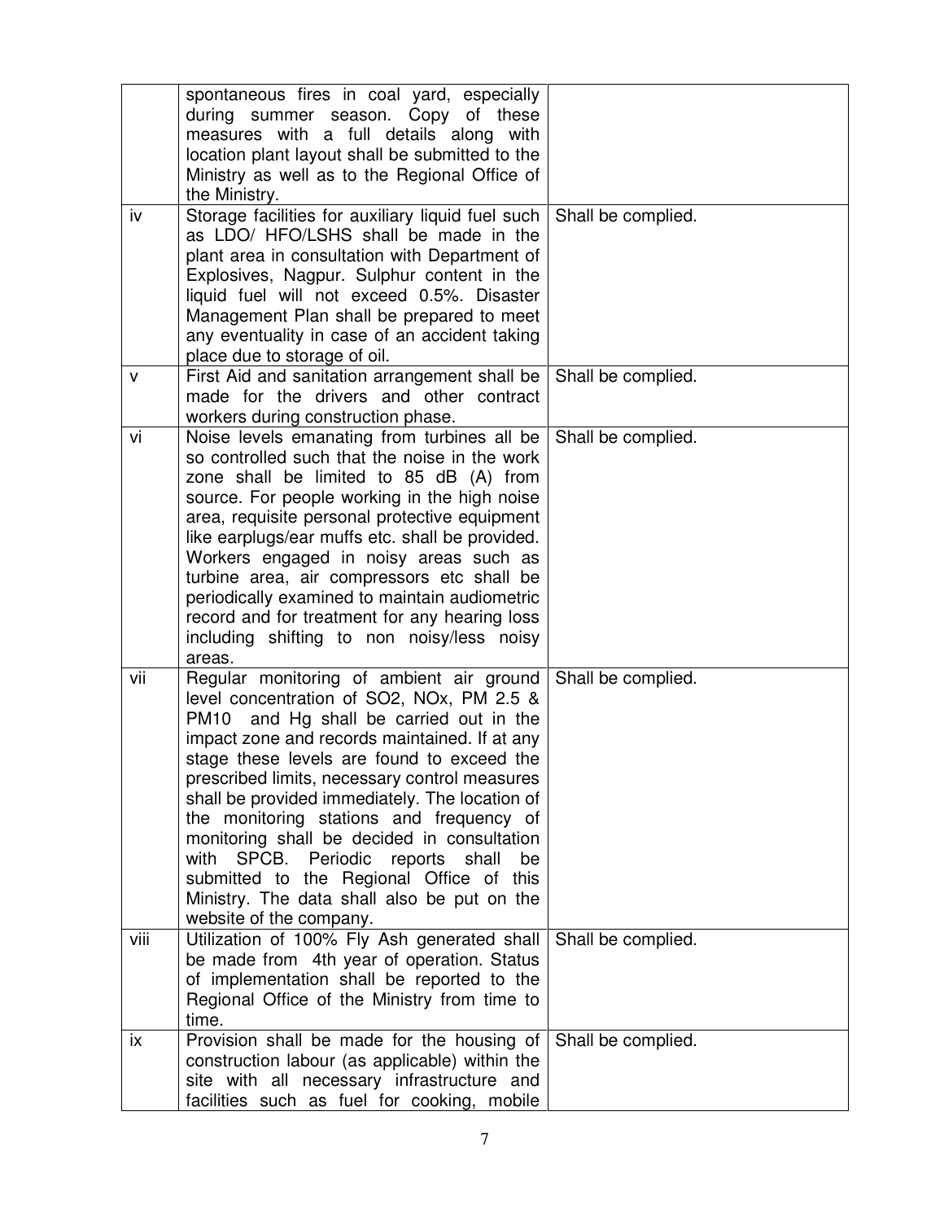| | | |
|---|---|---|
| | spontaneous fires in coal yard, especially during summer season. Copy of these measures with a full details along with location plant layout shall be submitted to the Ministry as well as to the Regional Office of the Ministry. | |
| iv | Storage facilities for auxiliary liquid fuel such as LDO/ HFO/LSHS shall be made in the plant area in consultation with Department of Explosives, Nagpur. Sulphur content in the liquid fuel will not exceed 0.5%. Disaster Management Plan shall be prepared to meet any eventuality in case of an accident taking place due to storage of oil. | Shall be complied. |
| v | First Aid and sanitation arrangement shall be made for the drivers and other contract workers during construction phase. | Shall be complied. |
| vi | Noise levels emanating from turbines all be so controlled such that the noise in the work zone shall be limited to 85 dB (A) from source. For people working in the high noise area, requisite personal protective equipment like earplugs/ear muffs etc. shall be provided. Workers engaged in noisy areas such as turbine area, air compressors etc shall be periodically examined to maintain audiometric record and for treatment for any hearing loss including shifting to non noisy/less noisy areas. | Shall be complied. |
| vii | Regular monitoring of ambient air ground level concentration of $SO_2$, $NO_x$, PM 2.5 & PM10 and Hg shall be carried out in the impact zone and records maintained. If at any stage these levels are found to exceed the prescribed limits, necessary control measures shall be provided immediately. The location of the monitoring stations and frequency of monitoring shall be decided in consultation with SPCB. Periodic reports shall be submitted to the Regional Office of this Ministry. The data shall also be put on the website of the company. | Shall be complied. |
| viii | Utilization of 100% Fly Ash generated shall be made from 4th year of operation. Status of implementation shall be reported to the Regional Office of the Ministry from time to time. | Shall be complied. |
| ix | Provision shall be made for the housing of construction labour (as applicable) within the site with all necessary infrastructure and facilities such as fuel for cooking, mobile | Shall be complied. |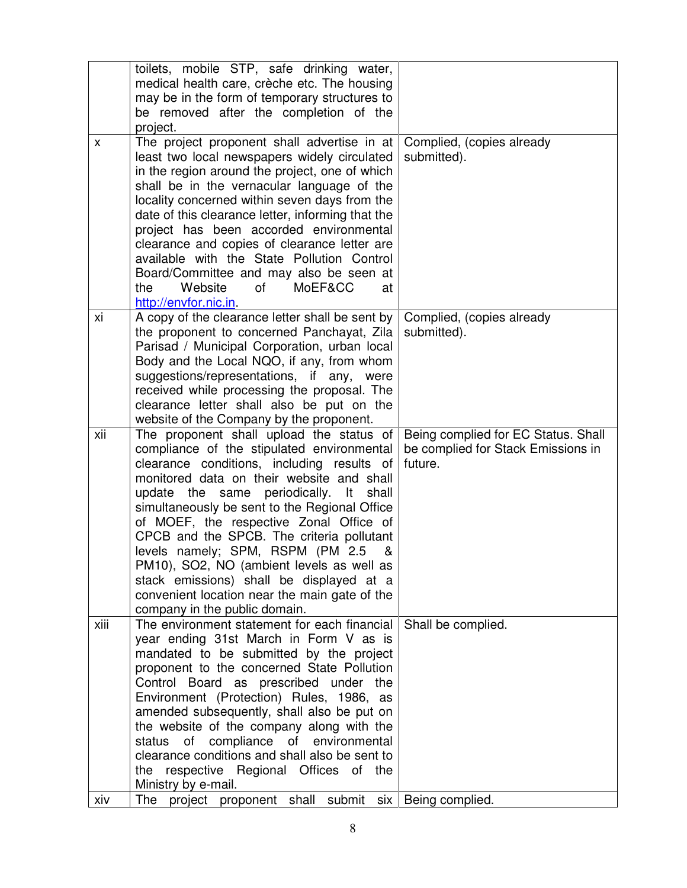| | | |
|---|---|---|
| | toilets, mobile STP, safe drinking water, medical health care, crèche etc. The housing may be in the form of temporary structures to be removed after the completion of the project. | |
| x | The project proponent shall advertise in at least two local newspapers widely circulated in the region around the project, one of which shall be in the vernacular language of the locality concerned within seven days from the date of this clearance letter, informing that the project has been accorded environmental clearance and copies of clearance letter are available with the State Pollution Control Board/Committee and may also be seen at the Website of MoEF&CC at http://envfor.nic.in. | Complied, (copies already submitted). |
| xi | A copy of the clearance letter shall be sent by the proponent to concerned Panchayat, Zila Parisad / Municipal Corporation, urban local Body and the Local NQO, if any, from whom suggestions/representations, if any, were received while processing the proposal. The clearance letter shall also be put on the website of the Company by the proponent. | Complied, (copies already submitted). |
| xii | The proponent shall upload the status of compliance of the stipulated environmental clearance conditions, including results of monitored data on their website and shall update the same periodically. It shall simultaneously be sent to the Regional Office of MOEF, the respective Zonal Office of CPCB and the SPCB. The criteria pollutant levels namely; SPM, RSPM (PM 2.5 & PM10), SO2, NO (ambient levels as well as stack emissions) shall be displayed at a convenient location near the main gate of the company in the public domain. | Being complied for EC Status. Shall be complied for Stack Emissions in future. |
| xiii | The environment statement for each financial year ending 31st March in Form V as is mandated to be submitted by the project proponent to the concerned State Pollution Control Board as prescribed under the Environment (Protection) Rules, 1986, as amended subsequently, shall also be put on the website of the company along with the status of compliance of environmental clearance conditions and shall also be sent to the respective Regional Offices of the Ministry by e-mail. | Shall be complied. |
| xiv | The project proponent shall submit six | Being complied. |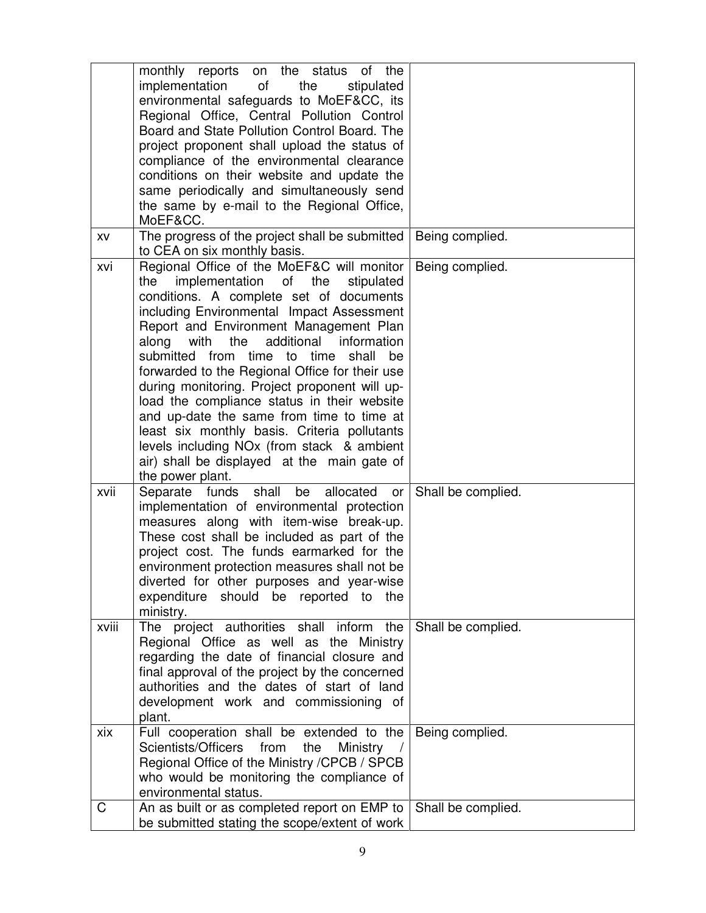| | | |
|---|---|---|
| | monthly reports on the status of the implementation of the stipulated environmental safeguards to MoEF&CC, its Regional Office, Central Pollution Control Board and State Pollution Control Board. The project proponent shall upload the status of compliance of the environmental clearance conditions on their website and update the same periodically and simultaneously send the same by e-mail to the Regional Office, MoEF&CC. | |
| xv | The progress of the project shall be submitted to CEA on six monthly basis. | Being complied. |
| xvi | Regional Office of the MoEF&C will monitor the implementation of the stipulated conditions. A complete set of documents including Environmental Impact Assessment Report and Environment Management Plan along with the additional information submitted from time to time shall be forwarded to the Regional Office for their use during monitoring. Project proponent will up-load the compliance status in their website and up-date the same from time to time at least six monthly basis. Criteria pollutants levels including NOx (from stack & ambient air) shall be displayed at the main gate of the power plant. | Being complied. |
| xvii | Separate funds shall be allocated or implementation of environmental protection measures along with item-wise break-up. These cost shall be included as part of the project cost. The funds earmarked for the environment protection measures shall not be diverted for other purposes and year-wise expenditure should be reported to the ministry. | Shall be complied. |
| xviii | The project authorities shall inform the Regional Office as well as the Ministry regarding the date of financial closure and final approval of the project by the concerned authorities and the dates of start of land development work and commissioning of plant. | Shall be complied. |
| xix | Full cooperation shall be extended to the Scientists/Officers from the Ministry / Regional Office of the Ministry /CPCB / SPCB who would be monitoring the compliance of environmental status. | Being complied. |
| C | An as built or as completed report on EMP to be submitted stating the scope/extent of work | Shall be complied. |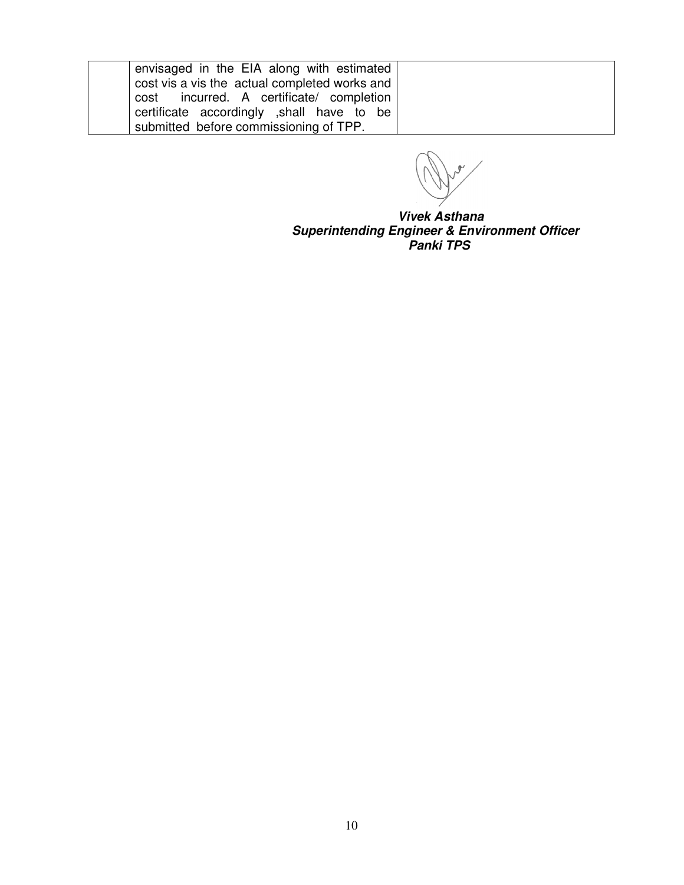| | | |
|---|---|---|
| | envisaged in the EIA along with estimated cost vis a vis the actual completed works and cost incurred. A certificate/ completion certificate accordingly ,shall have to be submitted before commissioning of TPP. | |

***Vivek Asthana***
***Superintending Engineer & Environment Officer***
***Panki TPS***